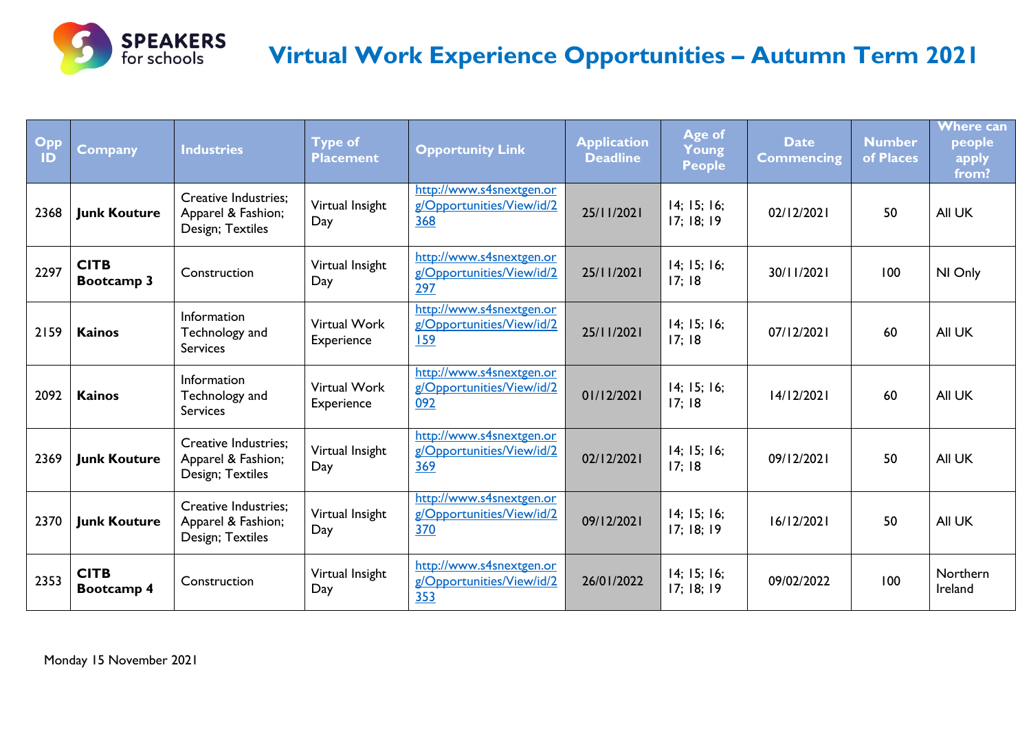# Virtual Work Experience Opportunities – Autumn Term 2021

| Opp ID | Company | Industries | Type of Placement | Opportunity Link | Application Deadline | Age of Young People | Date Commencing | Number of Places | Where can people apply from? |
|---|---|---|---|---|---|---|---|---|---|
| 2368 | **Junk Kouture** | Creative Industries; Apparel & Fashion; Design; Textiles | Virtual Insight Day | http://www.s4snextgen.org/Opportunities/View/id/2368 | 25/11/2021 | 14; 15; 16; 17; 18; 19 | 02/12/2021 | 50 | All UK |
| 2297 | **CITB Bootcamp 3** | Construction | Virtual Insight Day | http://www.s4snextgen.org/Opportunities/View/id/2297 | 25/11/2021 | 14; 15; 16; 17; 18 | 30/11/2021 | 100 | NI Only |
| 2159 | **Kainos** | Information Technology and Services | Virtual Work Experience | http://www.s4snextgen.org/Opportunities/View/id/2159 | 25/11/2021 | 14; 15; 16; 17; 18 | 07/12/2021 | 60 | All UK |
| 2092 | **Kainos** | Information Technology and Services | Virtual Work Experience | http://www.s4snextgen.org/Opportunities/View/id/2092 | 01/12/2021 | 14; 15; 16; 17; 18 | 14/12/2021 | 60 | All UK |
| 2369 | **Junk Kouture** | Creative Industries; Apparel & Fashion; Design; Textiles | Virtual Insight Day | http://www.s4snextgen.org/Opportunities/View/id/2369 | 02/12/2021 | 14; 15; 16; 17; 18 | 09/12/2021 | 50 | All UK |
| 2370 | **Junk Kouture** | Creative Industries; Apparel & Fashion; Design; Textiles | Virtual Insight Day | http://www.s4snextgen.org/Opportunities/View/id/2370 | 09/12/2021 | 14; 15; 16; 17; 18; 19 | 16/12/2021 | 50 | All UK |
| 2353 | **CITB Bootcamp 4** | Construction | Virtual Insight Day | http://www.s4snextgen.org/Opportunities/View/id/2353 | 26/01/2022 | 14; 15; 16; 17; 18; 19 | 09/02/2022 | 100 | Northern Ireland |

Monday 15 November 2021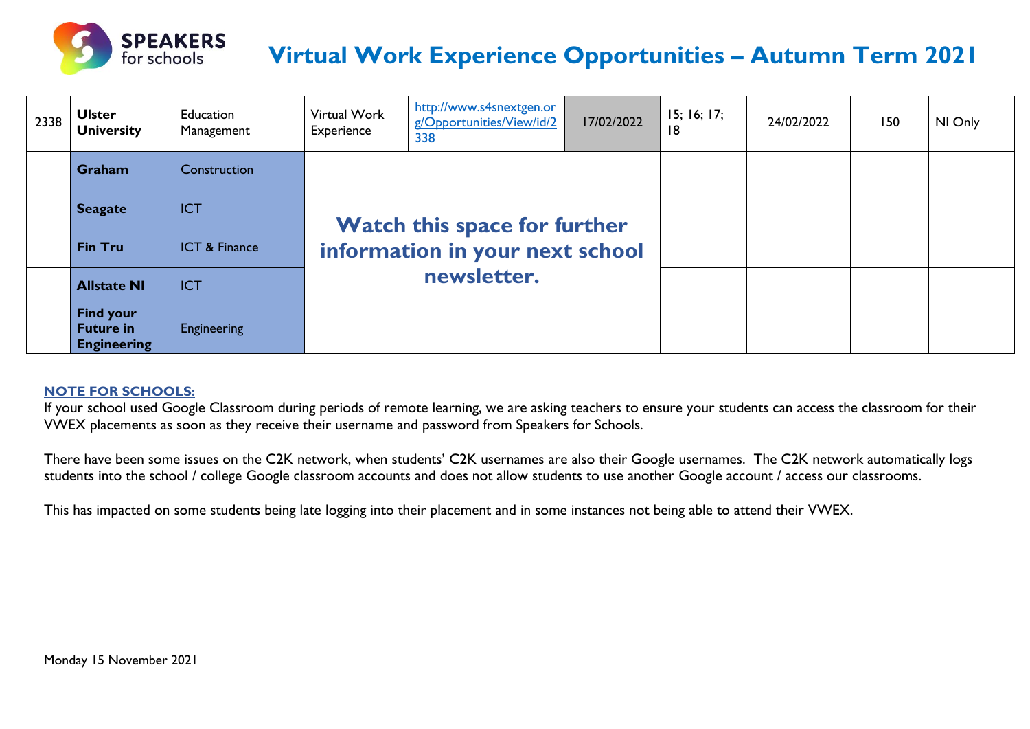# Virtual Work Experience Opportunities – Autumn Term 2021

| | | | | | | | | | |
|---|---|---|---|---|---|---|---|---|---|
| 2338 | **Ulster University** | Education Management | Virtual Work Experience | http://www.s4snextgen.org/Opportunities/View/id/2338 | 17/02/2022 | 15; 16; 17; 18 | 24/02/2022 | 150 | NI Only |
| | **Graham** | Construction | **Watch this space for further information in your next school newsletter.** | | | | | | |
| | **Seagate** | ICT | | | | | | | |
| | **Fin Tru** | ICT & Finance | | | | | | | |
| | **Allstate NI** | ICT | | | | | | | |
| | **Find your Future in Engineering** | Engineering | | | | | | | |

**NOTE FOR SCHOOLS:**

If your school used Google Classroom during periods of remote learning, we are asking teachers to ensure your students can access the classroom for their VWEX placements as soon as they receive their username and password from Speakers for Schools.

There have been some issues on the C2K network, when students' C2K usernames are also their Google usernames. The C2K network automatically logs students into the school / college Google classroom accounts and does not allow students to use another Google account / access our classrooms.

This has impacted on some students being late logging into their placement and in some instances not being able to attend their VWEX.

Monday 15 November 2021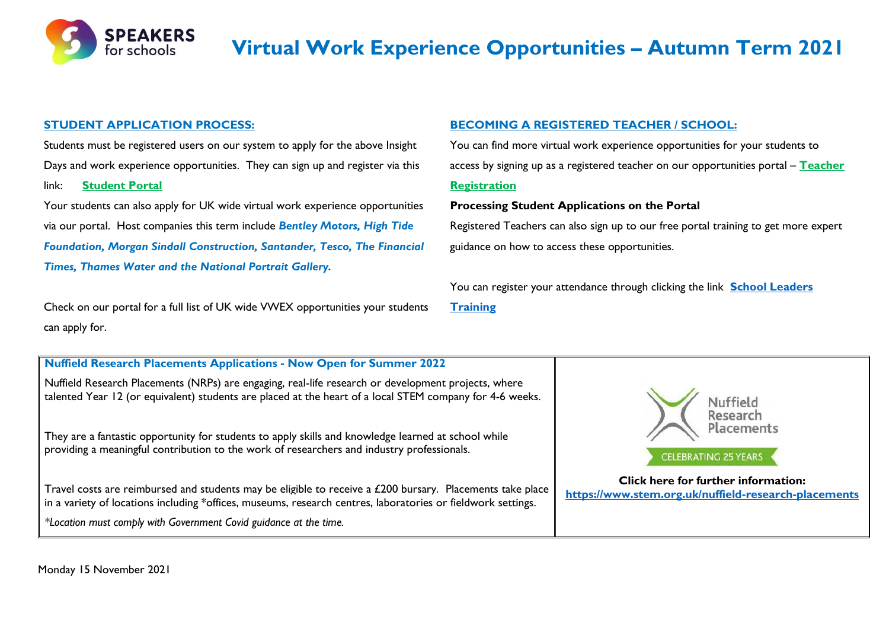# Virtual Work Experience Opportunities – Autumn Term 2021

## STUDENT APPLICATION PROCESS:

Students must be registered users on our system to apply for the above Insight Days and work experience opportunities. They can sign up and register via this link: **Student Portal**

Your students can also apply for UK wide virtual work experience opportunities via our portal. Host companies this term include ***Bentley Motors, High Tide Foundation, Morgan Sindall Construction, Santander, Tesco, The Financial Times, Thames Water and the National Portrait Gallery.***

Check on our portal for a full list of UK wide VWEX opportunities your students can apply for.

## BECOMING A REGISTERED TEACHER / SCHOOL:

You can find more virtual work experience opportunities for your students to access by signing up as a registered teacher on our opportunities portal – **Teacher Registration**

**Processing Student Applications on the Portal**

Registered Teachers can also sign up to our free portal training to get more expert guidance on how to access these opportunities.

You can register your attendance through clicking the link **School Leaders Training**

### Nuffield Research Placements Applications - Now Open for Summer 2022

Nuffield Research Placements (NRPs) are engaging, real-life research or development projects, where talented Year 12 (or equivalent) students are placed at the heart of a local STEM company for 4-6 weeks.

They are a fantastic opportunity for students to apply skills and knowledge learned at school while providing a meaningful contribution to the work of researchers and industry professionals.

Travel costs are reimbursed and students may be eligible to receive a £200 bursary. Placements take place in a variety of locations including *offices, museums, research centres, laboratories or fieldwork settings.

*\*Location must comply with Government Covid guidance at the time.*

Nuffield Research Placements

CELEBRATING 25 YEARS

**Click here for further information:**
**https://www.stem.org.uk/nuffield-research-placements**

Monday 15 November 2021